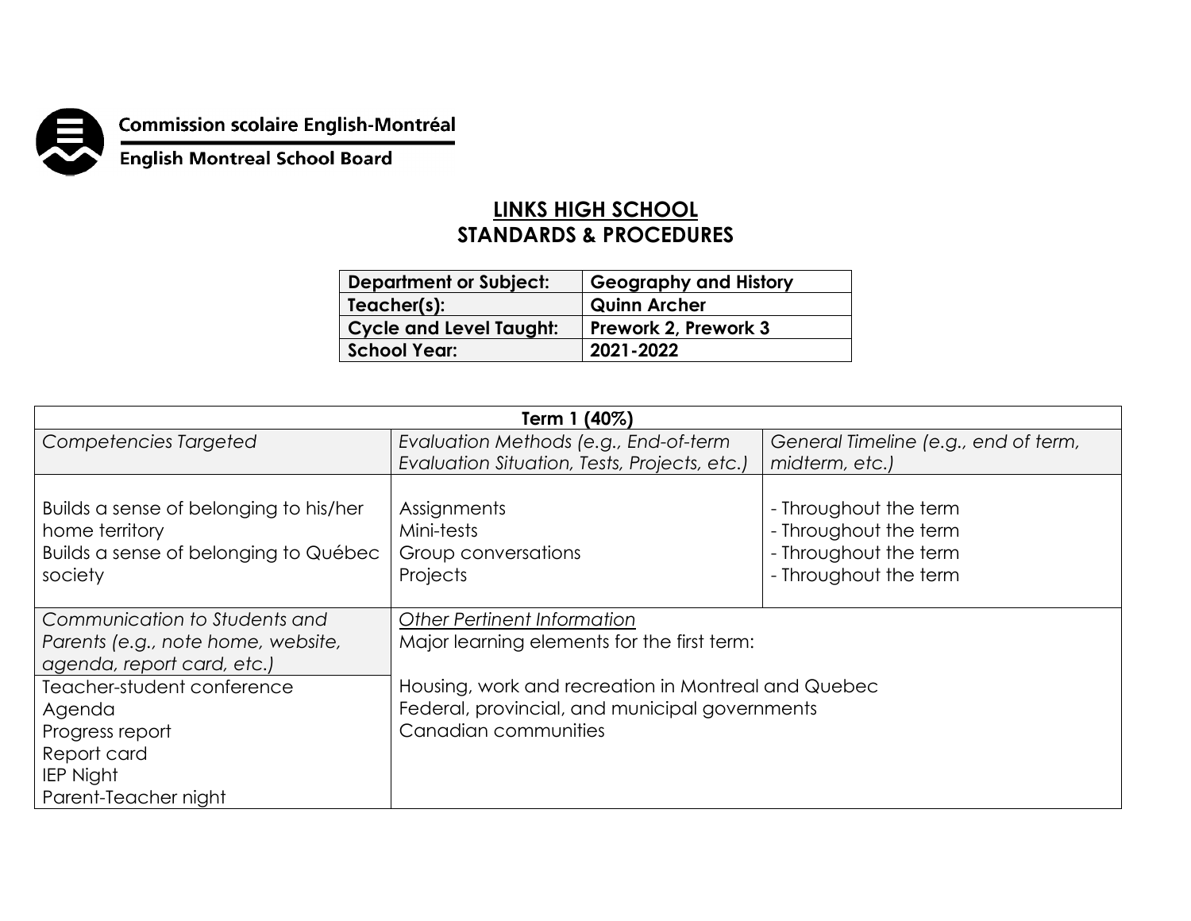Commission scolaire English-Montréal

English Montreal School Board

# LINKS HIGH SCHOOL
## STANDARDS & PROCEDURES

| Department or Subject: | Geography and History |
|---|---|
| Teacher(s): | Quinn Archer |
| Cycle and Level Taught: | Prework 2, Prework 3 |
| School Year: | 2021-2022 |

| Term 1 (40%) | | |
|---|---|---|
| *Competencies Targeted* | *Evaluation Methods (e.g., End-of-term Evaluation Situation, Tests, Projects, etc.)* | *General Timeline (e.g., end of term, midterm, etc.)* |
| Builds a sense of belonging to his/her home territory<br>Builds a sense of belonging to Québec society | Assignments<br>Mini-tests<br>Group conversations<br>Projects | - Throughout the term<br>- Throughout the term<br>- Throughout the term<br>- Throughout the term |
| *Communication to Students and Parents (e.g., note home, website, agenda, report card, etc.)* | *<u>Other Pertinent Information</u>*<br>Major learning elements for the first term:<br><br>Housing, work and recreation in Montreal and Quebec<br>Federal, provincial, and municipal governments<br>Canadian communities | |
| Teacher-student conference<br>Agenda<br>Progress report<br>Report card<br>IEP Night<br>Parent-Teacher night | | |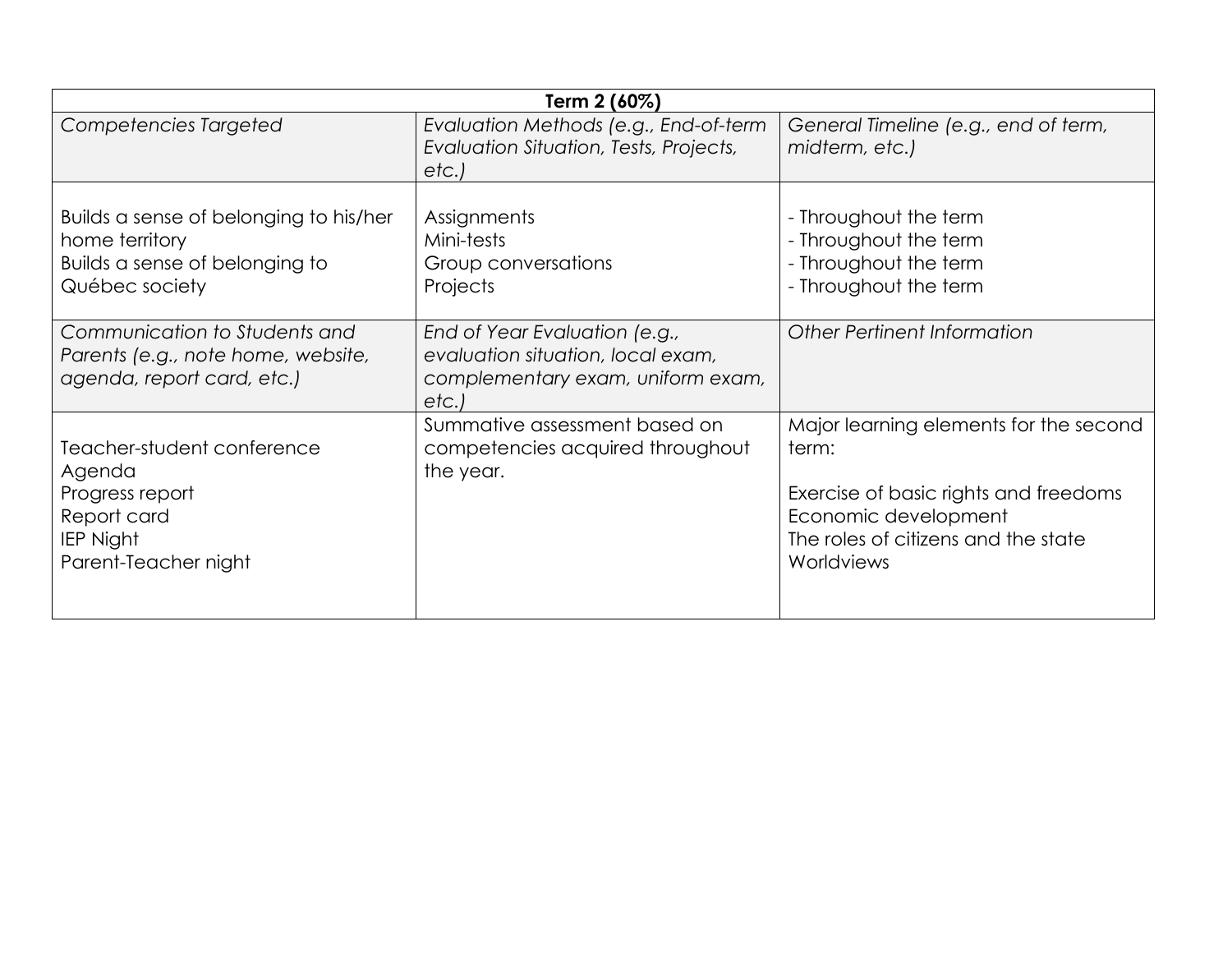| Term 2 (60%) | | |
|---|---|---|
| *Competencies Targeted* | *Evaluation Methods (e.g., End-of-term Evaluation Situation, Tests, Projects, etc.)* | *General Timeline (e.g., end of term, midterm, etc.)* |
| Builds a sense of belonging to his/her home territory<br>Builds a sense of belonging to Québec society | Assignments<br>Mini-tests<br>Group conversations<br>Projects | - Throughout the term<br>- Throughout the term<br>- Throughout the term<br>- Throughout the term |
| *Communication to Students and Parents (e.g., note home, website, agenda, report card, etc.)* | *End of Year Evaluation (e.g., evaluation situation, local exam, complementary exam, uniform exam, etc.)* | *Other Pertinent Information* |
| Teacher-student conference<br>Agenda<br>Progress report<br>Report card<br>IEP Night<br>Parent-Teacher night | Summative assessment based on competencies acquired throughout the year. | Major learning elements for the second term:<br><br>Exercise of basic rights and freedoms<br>Economic development<br>The roles of citizens and the state<br>Worldviews |